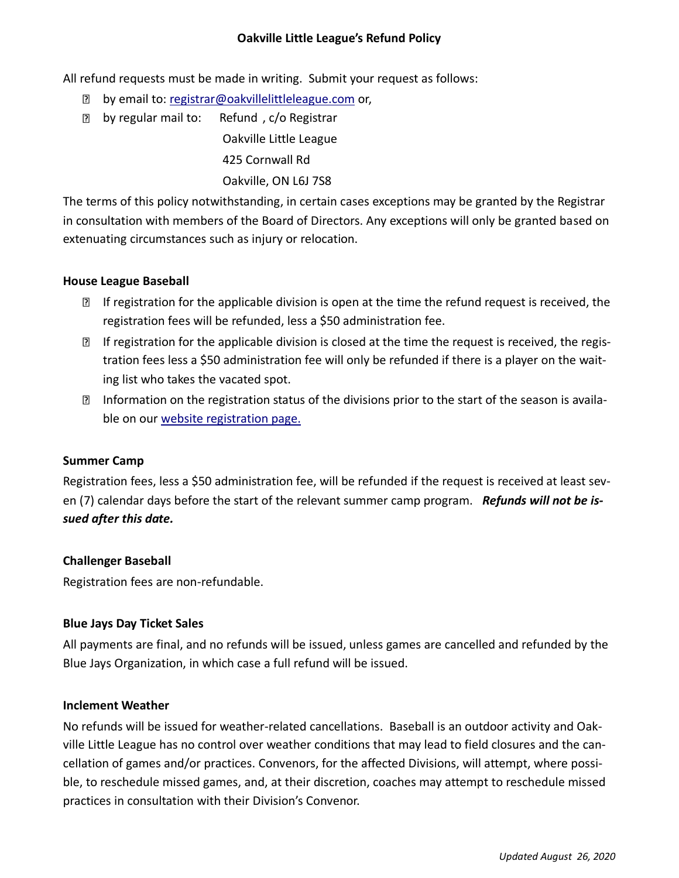# Oakville Little League's Refund Policy

All refund requests must be made in writing. Submit your request as follows:

- by email to: [registrar@oakvillelittleleague.com](mailto:registrar@oakvillelittleleague.com) or,
- by regular mail to: Refund , c/o Registrar
  Oakville Little League
  425 Cornwall Rd
  Oakville, ON L6J 7S8

The terms of this policy notwithstanding, in certain cases exceptions may be granted by the Registrar in consultation with members of the Board of Directors. Any exceptions will only be granted based on extenuating circumstances such as injury or relocation.

## House League Baseball

- If registration for the applicable division is open at the time the refund request is received, the registration fees will be refunded, less a $50 administration fee.
- If registration for the applicable division is closed at the time the request is received, the registration fees less a $50 administration fee will only be refunded if there is a player on the waiting list who takes the vacated spot.
- Information on the registration status of the divisions prior to the start of the season is available on our website registration page.

## Summer Camp

Registration fees, less a $50 administration fee, will be refunded if the request is received at least seven (7) calendar days before the start of the relevant summer camp program. ***Refunds will not be issued after this date.***

## Challenger Baseball

Registration fees are non-refundable.

## Blue Jays Day Ticket Sales

All payments are final, and no refunds will be issued, unless games are cancelled and refunded by the Blue Jays Organization, in which case a full refund will be issued.

## Inclement Weather

No refunds will be issued for weather-related cancellations. Baseball is an outdoor activity and Oakville Little League has no control over weather conditions that may lead to field closures and the cancellation of games and/or practices. Convenors, for the affected Divisions, will attempt, where possible, to reschedule missed games, and, at their discretion, coaches may attempt to reschedule missed practices in consultation with their Division's Convenor.

*Updated August 26, 2020*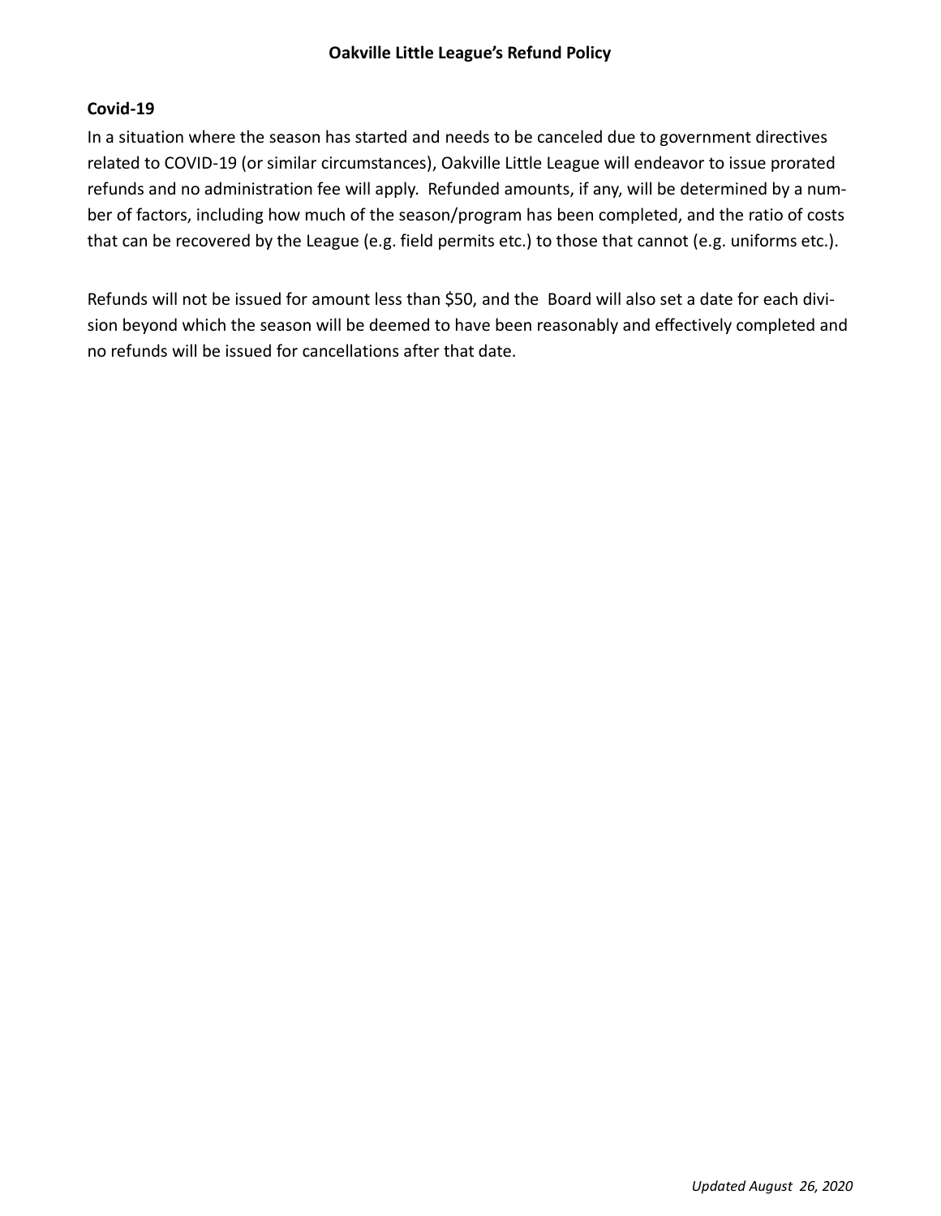**Oakville Little League's Refund Policy**

**Covid-19**

In a situation where the season has started and needs to be canceled due to government directives related to COVID-19 (or similar circumstances), Oakville Little League will endeavor to issue prorated refunds and no administration fee will apply. Refunded amounts, if any, will be determined by a number of factors, including how much of the season/program has been completed, and the ratio of costs that can be recovered by the League (e.g. field permits etc.) to those that cannot (e.g. uniforms etc.).

Refunds will not be issued for amount less than $50, and the Board will also set a date for each division beyond which the season will be deemed to have been reasonably and effectively completed and no refunds will be issued for cancellations after that date.

*Updated August 26, 2020*